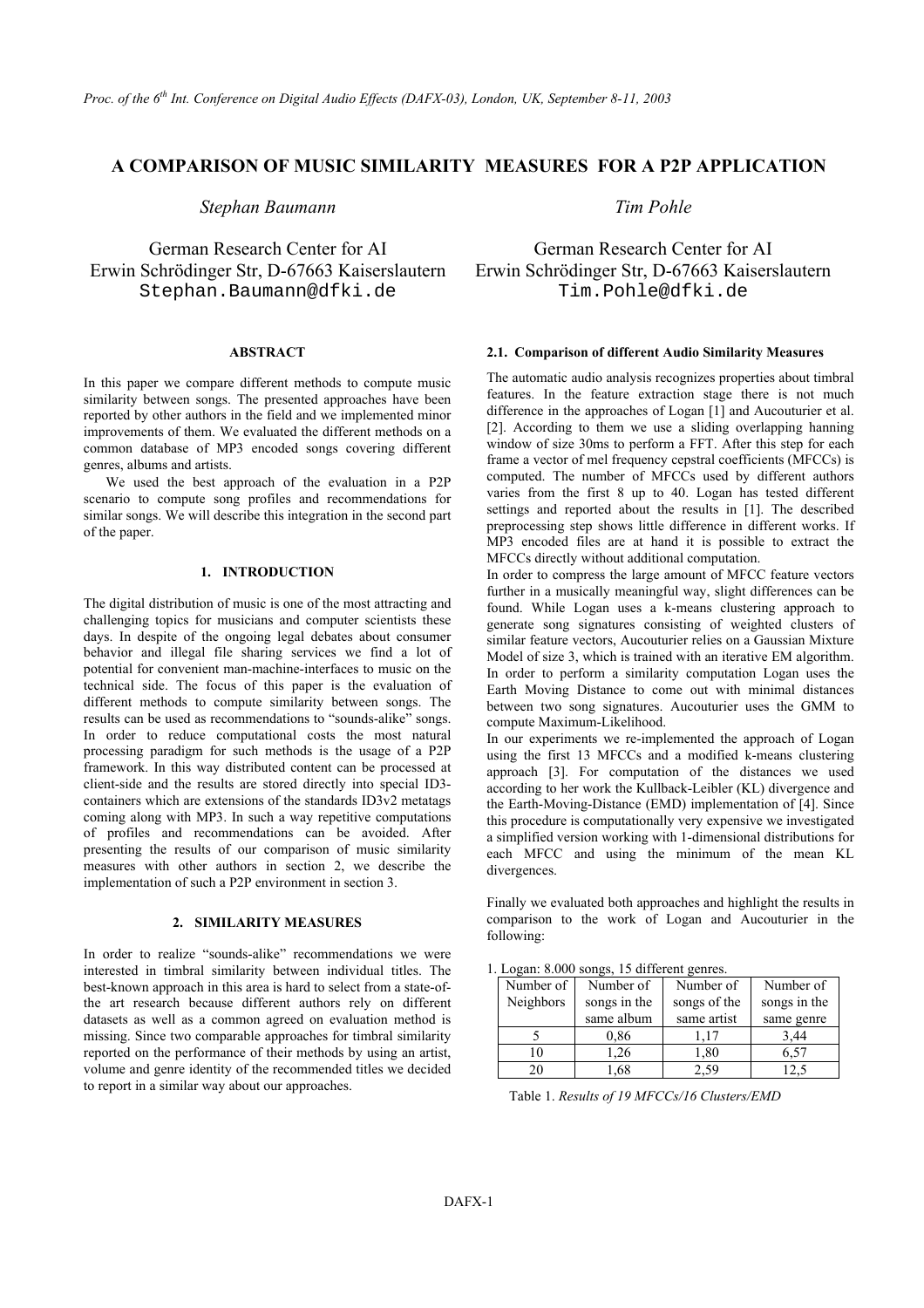# A COMPARISON OF MUSIC SIMILARITY MEASURES FOR A P2P APPLICATION

*Stephan Baumann*

German Research Center for AI
Erwin Schrödinger Str, D-67663 Kaiserslautern
Stephan.Baumann@dfki.de

*Tim Pohle*

German Research Center for AI
Erwin Schrödinger Str, D-67663 Kaiserslautern
Tim.Pohle@dfki.de

## ABSTRACT

In this paper we compare different methods to compute music similarity between songs. The presented approaches have been reported by other authors in the field and we implemented minor improvements of them. We evaluated the different methods on a common database of MP3 encoded songs covering different genres, albums and artists.

We used the best approach of the evaluation in a P2P scenario to compute song profiles and recommendations for similar songs. We will describe this integration in the second part of the paper.

## 1. INTRODUCTION

The digital distribution of music is one of the most attracting and challenging topics for musicians and computer scientists these days. In despite of the ongoing legal debates about consumer behavior and illegal file sharing services we find a lot of potential for convenient man-machine-interfaces to music on the technical side. The focus of this paper is the evaluation of different methods to compute similarity between songs. The results can be used as recommendations to "sounds-alike" songs. In order to reduce computational costs the most natural processing paradigm for such methods is the usage of a P2P framework. In this way distributed content can be processed at client-side and the results are stored directly into special ID3-containers which are extensions of the standards ID3v2 metatags coming along with MP3. In such a way repetitive computations of profiles and recommendations can be avoided. After presenting the results of our comparison of music similarity measures with other authors in section 2, we describe the implementation of such a P2P environment in section 3.

## 2. SIMILARITY MEASURES

In order to realize "sounds-alike" recommendations we were interested in timbral similarity between individual titles. The best-known approach in this area is hard to select from a state-of-the art research because different authors rely on different datasets as well as a common agreed on evaluation method is missing. Since two comparable approaches for timbral similarity reported on the performance of their methods by using an artist, volume and genre identity of the recommended titles we decided to report in a similar way about our approaches.

### 2.1. Comparison of different Audio Similarity Measures

The automatic audio analysis recognizes properties about timbral features. In the feature extraction stage there is not much difference in the approaches of Logan [1] and Aucouturier et al. [2]. According to them we use a sliding overlapping hanning window of size 30ms to perform a FFT. After this step for each frame a vector of mel frequency cepstral coefficients (MFCCs) is computed. The number of MFCCs used by different authors varies from the first 8 up to 40. Logan has tested different settings and reported about the results in [1]. The described preprocessing step shows little difference in different works. If MP3 encoded files are at hand it is possible to extract the MFCCs directly without additional computation.

In order to compress the large amount of MFCC feature vectors further in a musically meaningful way, slight differences can be found. While Logan uses a k-means clustering approach to generate song signatures consisting of weighted clusters of similar feature vectors, Aucouturier relies on a Gaussian Mixture Model of size 3, which is trained with an iterative EM algorithm. In order to perform a similarity computation Logan uses the Earth Moving Distance to come out with minimal distances between two song signatures. Aucouturier uses the GMM to compute Maximum-Likelihood.

In our experiments we re-implemented the approach of Logan using the first 13 MFCCs and a modified k-means clustering approach [3]. For computation of the distances we used according to her work the Kullback-Leibler (KL) divergence and the Earth-Moving-Distance (EMD) implementation of [4]. Since this procedure is computationally very expensive we investigated a simplified version working with 1-dimensional distributions for each MFCC and using the minimum of the mean KL divergences.

Finally we evaluated both approaches and highlight the results in comparison to the work of Logan and Aucouturier in the following:

1. Logan: 8.000 songs, 15 different genres.

| Number of Neighbors | Number of songs in the same album | Number of songs of the same artist | Number of songs in the same genre |
|---|---|---|---|
| 5 | 0,86 | 1,17 | 3,44 |
| 10 | 1,26 | 1,80 | 6,57 |
| 20 | 1,68 | 2,59 | 12,5 |

Table 1. *Results of 19 MFCCs/16 Clusters/EMD*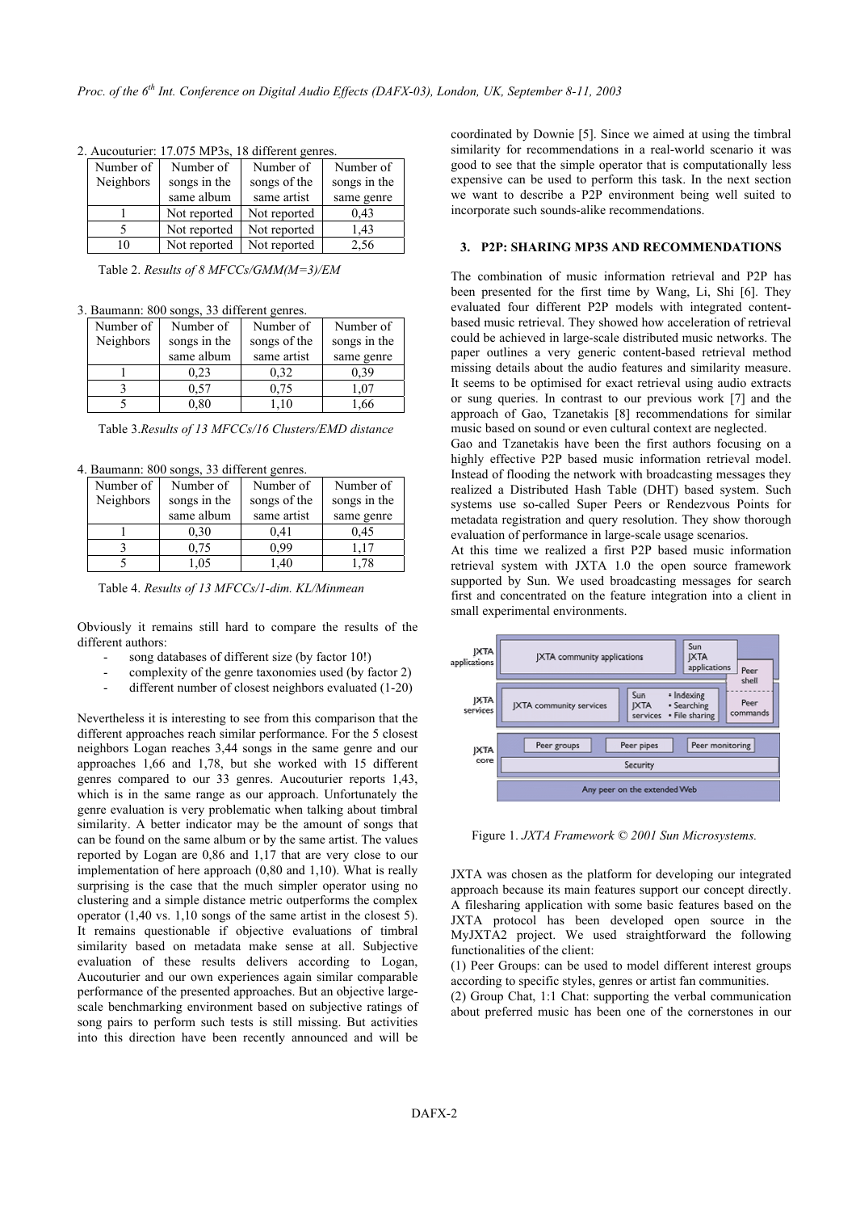2. Aucouturier: 17.075 MP3s, 18 different genres.

| Number of Neighbors | Number of songs in the same album | Number of songs of the same artist | Number of songs in the same genre |
|---|---|---|---|
| 1 | Not reported | Not reported | 0,43 |
| 5 | Not reported | Not reported | 1,43 |
| 10 | Not reported | Not reported | 2,56 |

Table 2. *Results of 8 MFCCs/GMM(M=3)/EM*

3. Baumann: 800 songs, 33 different genres.

| Number of Neighbors | Number of songs in the same album | Number of songs of the same artist | Number of songs in the same genre |
|---|---|---|---|
| 1 | 0,23 | 0,32 | 0,39 |
| 3 | 0,57 | 0,75 | 1,07 |
| 5 | 0,80 | 1,10 | 1,66 |

Table 3.*Results of 13 MFCCs/16 Clusters/EMD distance*

4. Baumann: 800 songs, 33 different genres.

| Number of Neighbors | Number of songs in the same album | Number of songs of the same artist | Number of songs in the same genre |
|---|---|---|---|
| 1 | 0,30 | 0,41 | 0,45 |
| 3 | 0,75 | 0,99 | 1,17 |
| 5 | 1,05 | 1,40 | 1,78 |

Table 4. *Results of 13 MFCCs/1-dim. KL/Minmean*

Obviously it remains still hard to compare the results of the different authors:

- song databases of different size (by factor 10!)
- complexity of the genre taxonomies used (by factor 2)
- different number of closest neighbors evaluated (1-20)

Nevertheless it is interesting to see from this comparison that the different approaches reach similar performance. For the 5 closest neighbors Logan reaches 3,44 songs in the same genre and our approaches 1,66 and 1,78, but she worked with 15 different genres compared to our 33 genres. Aucouturier reports 1,43, which is in the same range as our approach. Unfortunately the genre evaluation is very problematic when talking about timbral similarity. A better indicator may be the amount of songs that can be found on the same album or by the same artist. The values reported by Logan are 0,86 and 1,17 that are very close to our implementation of here approach (0,80 and 1,10). What is really surprising is the case that the much simpler operator using no clustering and a simple distance metric outperforms the complex operator (1,40 vs. 1,10 songs of the same artist in the closest 5). It remains questionable if objective evaluations of timbral similarity based on metadata make sense at all. Subjective evaluation of these results delivers according to Logan, Aucouturier and our own experiences again similar comparable performance of the presented approaches. But an objective large-scale benchmarking environment based on subjective ratings of song pairs to perform such tests is still missing. But activities into this direction have been recently announced and will be coordinated by Downie [5]. Since we aimed at using the timbral similarity for recommendations in a real-world scenario it was good to see that the simple operator that is computationally less expensive can be used to perform this task. In the next section we want to describe a P2P environment being well suited to incorporate such sounds-alike recommendations.

## 3. P2P: SHARING MP3S AND RECOMMENDATIONS

The combination of music information retrieval and P2P has been presented for the first time by Wang, Li, Shi [6]. They evaluated four different P2P models with integrated content-based music retrieval. They showed how acceleration of retrieval could be achieved in large-scale distributed music networks. The paper outlines a very generic content-based retrieval method missing details about the audio features and similarity measure. It seems to be optimised for exact retrieval using audio extracts or sung queries. In contrast to our previous work [7] and the approach of Gao, Tzanetakis [8] recommendations for similar music based on sound or even cultural context are neglected.

Gao and Tzanetakis have been the first authors focusing on a highly effective P2P based music information retrieval model. Instead of flooding the network with broadcasting messages they realized a Distributed Hash Table (DHT) based system. Such systems use so-called Super Peers or Rendezvous Points for metadata registration and query resolution. They show thorough evaluation of performance in large-scale usage scenarios.

At this time we realized a first P2P based music information retrieval system with JXTA 1.0 the open source framework supported by Sun. We used broadcasting messages for search first and concentrated on the feature integration into a client in small experimental environments.

Figure 1. *JXTA Framework © 2001 Sun Microsystems.*

JXTA was chosen as the platform for developing our integrated approach because its main features support our concept directly. A filesharing application with some basic features based on the JXTA protocol has been developed open source in the MyJXTA2 project. We used straightforward the following functionalities of the client:

(1) Peer Groups: can be used to model different interest groups according to specific styles, genres or artist fan communities.

(2) Group Chat, 1:1 Chat: supporting the verbal communication about preferred music has been one of the cornerstones in our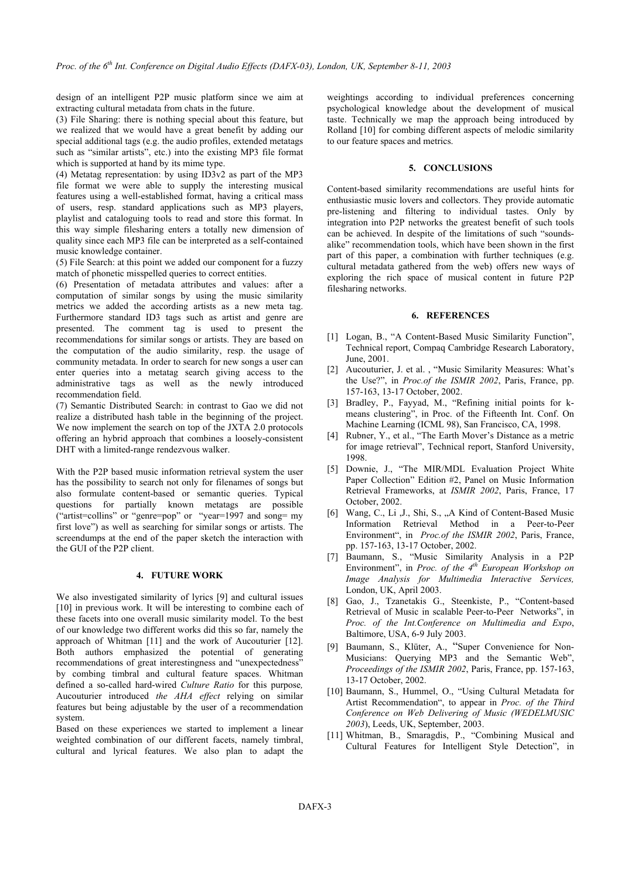design of an intelligent P2P music platform since we aim at extracting cultural metadata from chats in the future.

(3) File Sharing: there is nothing special about this feature, but we realized that we would have a great benefit by adding our special additional tags (e.g. the audio profiles, extended metatags such as "similar artists", etc.) into the existing MP3 file format which is supported at hand by its mime type.

(4) Metatag representation: by using ID3v2 as part of the MP3 file format we were able to supply the interesting musical features using a well-established format, having a critical mass of users, resp. standard applications such as MP3 players, playlist and cataloguing tools to read and store this format. In this way simple filesharing enters a totally new dimension of quality since each MP3 file can be interpreted as a self-contained music knowledge container.

(5) File Search: at this point we added our component for a fuzzy match of phonetic misspelled queries to correct entities.

(6) Presentation of metadata attributes and values: after a computation of similar songs by using the music similarity metrics we added the according artists as a new meta tag. Furthermore standard ID3 tags such as artist and genre are presented. The comment tag is used to present the recommendations for similar songs or artists. They are based on the computation of the audio similarity, resp. the usage of community metadata. In order to search for new songs a user can enter queries into a metatag search giving access to the administrative tags as well as the newly introduced recommendation field.

(7) Semantic Distributed Search: in contrast to Gao we did not realize a distributed hash table in the beginning of the project. We now implement the search on top of the JXTA 2.0 protocols offering an hybrid approach that combines a loosely-consistent DHT with a limited-range rendezvous walker.

With the P2P based music information retrieval system the user has the possibility to search not only for filenames of songs but also formulate content-based or semantic queries. Typical questions for partially known metatags are possible ("artist=collins" or "genre=pop" or "year=1997 and song= my first love") as well as searching for similar songs or artists. The screendumps at the end of the paper sketch the interaction with the GUI of the P2P client.

## 4. FUTURE WORK

We also investigated similarity of lyrics [9] and cultural issues [10] in previous work. It will be interesting to combine each of these facets into one overall music similarity model. To the best of our knowledge two different works did this so far, namely the approach of Whitman [11] and the work of Aucouturier [12]. Both authors emphasized the potential of generating recommendations of great interestingness and "unexpectedness" by combing timbral and cultural feature spaces. Whitman defined a so-called hard-wired *Culture Ratio* for this purpose*,* Aucouturier introduced *the AHA effect* relying on similar features but being adjustable by the user of a recommendation system.

Based on these experiences we started to implement a linear weighted combination of our different facets, namely timbral, cultural and lyrical features. We also plan to adapt the weightings according to individual preferences concerning psychological knowledge about the development of musical taste. Technically we map the approach being introduced by Rolland [10] for combing different aspects of melodic similarity to our feature spaces and metrics.

## 5. CONCLUSIONS

Content-based similarity recommendations are useful hints for enthusiastic music lovers and collectors. They provide automatic pre-listening and filtering to individual tastes. Only by integration into P2P networks the greatest benefit of such tools can be achieved. In despite of the limitations of such "sounds-alike" recommendation tools, which have been shown in the first part of this paper, a combination with further techniques (e.g. cultural metadata gathered from the web) offers new ways of exploring the rich space of musical content in future P2P filesharing networks.

## 6. REFERENCES

[1] Logan, B., "A Content-Based Music Similarity Function", Technical report, Compaq Cambridge Research Laboratory, June, 2001.

[2] Aucouturier, J. et al. , "Music Similarity Measures: What's the Use?", in *Proc.of the ISMIR 2002*, Paris, France, pp. 157-163, 13-17 October, 2002.

[3] Bradley, P., Fayyad, M., "Refining initial points for k-means clustering", in Proc. of the Fifteenth Int. Conf. On Machine Learning (ICML 98), San Francisco, CA, 1998.

[4] Rubner, Y., et al., "The Earth Mover's Distance as a metric for image retrieval", Technical report, Stanford University, 1998.

[5] Downie, J., "The MIR/MDL Evaluation Project White Paper Collection" Edition #2, Panel on Music Information Retrieval Frameworks, at *ISMIR 2002*, Paris, France, 17 October, 2002.

[6] Wang, C., Li ,J., Shi, S., „A Kind of Content-Based Music Information Retrieval Method in a Peer-to-Peer Environment", in *Proc.of the ISMIR 2002*, Paris, France, pp. 157-163, 13-17 October, 2002.

[7] Baumann, S., "Music Similarity Analysis in a P2P Environment", in *Proc. of the 4th European Workshop on Image Analysis for Multimedia Interactive Services,* London, UK, April 2003.

[8] Gao, J., Tzanetakis G., Steenkiste, P., "Content-based Retrieval of Music in scalable Peer-to-Peer Networks", in *Proc. of the Int.Conference on Multimedia and Expo*, Baltimore, USA, 6-9 July 2003.

[9] Baumann, S., Klüter, A., "Super Convenience for Non-Musicians: Querying MP3 and the Semantic Web", *Proceedings of the ISMIR 2002*, Paris, France, pp. 157-163, 13-17 October, 2002.

[10] Baumann, S., Hummel, O., "Using Cultural Metadata for Artist Recommendation", to appear in *Proc. of the Third Conference on Web Delivering of Music (WEDELMUSIC 2003*), Leeds, UK, September, 2003.

[11] Whitman, B., Smaragdis, P., "Combining Musical and Cultural Features for Intelligent Style Detection", in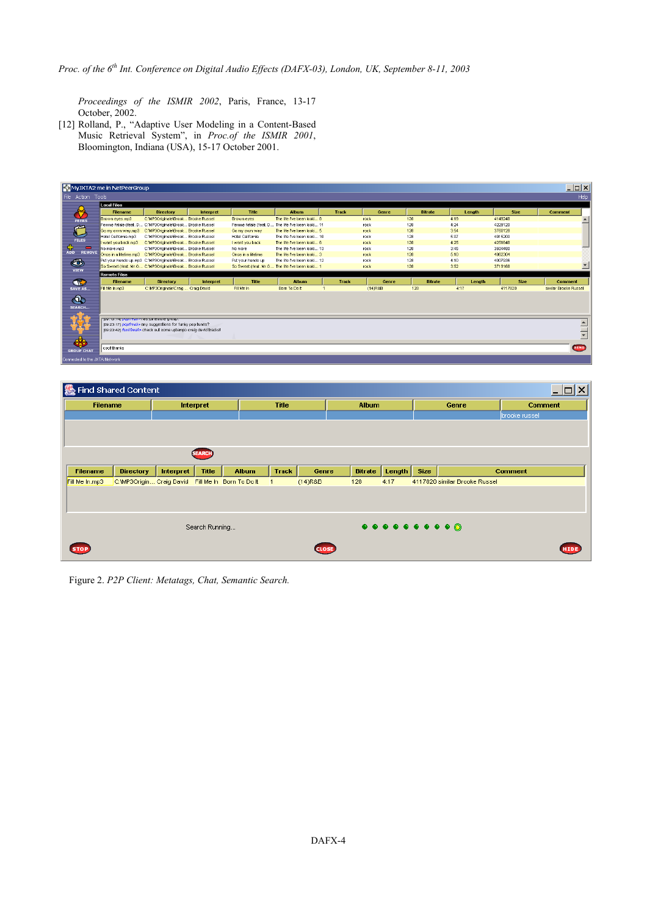Proceedings of the ISMIR 2002, Paris, France, 13-17 October, 2002.

[12] Rolland, P., "Adaptive User Modeling in a Content-Based Music Retrieval System", in *Proc.of the ISMIR 2001*, Bloomington, Indiana (USA), 15-17 October 2001.

Figure 2. *P2P Client: Metatags, Chat, Semantic Search.*